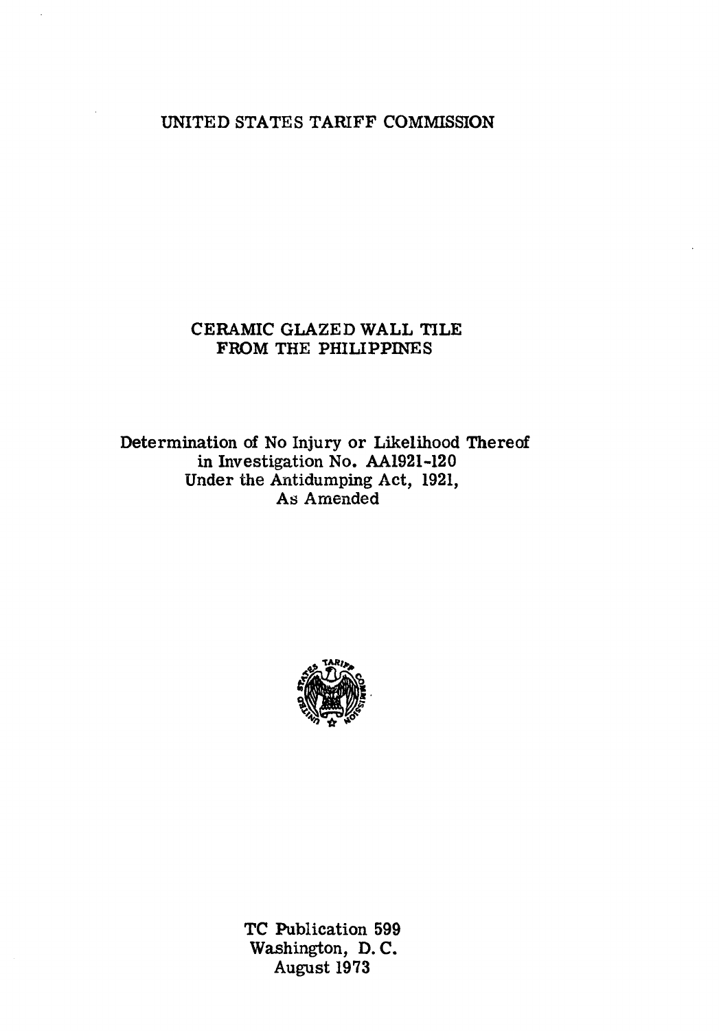UNITED STATES TARIFF COMMISSION

# CERAMIC GLAZED WALL TILE FROM THE PHILIPPINES

Determination of No Injury or Likelihood Thereof
in Investigation No. AA1921-120
Under the Antidumping Act, 1921,
As Amended

TC Publication 599
Washington, D. C.
August 1973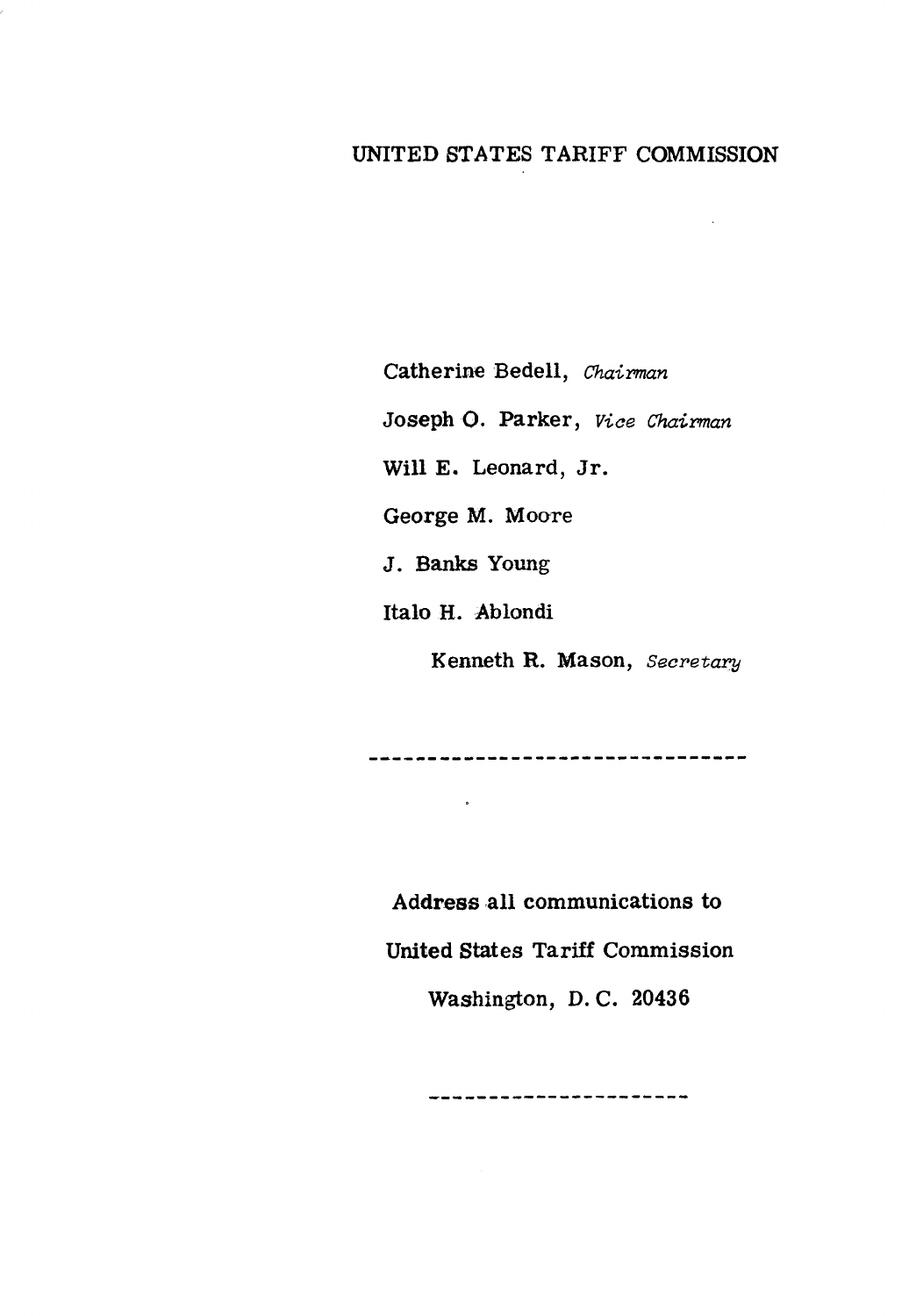UNITED STATES TARIFF COMMISSION

Catherine Bedell, *Chairman*

Joseph O. Parker, *Vice Chairman*

Will E. Leonard, Jr.

George M. Moore

J. Banks Young

Italo H. Ablondi

Kenneth R. Mason, *Secretary*

---

Address all communications to

United States Tariff Commission

Washington, D. C. 20436

---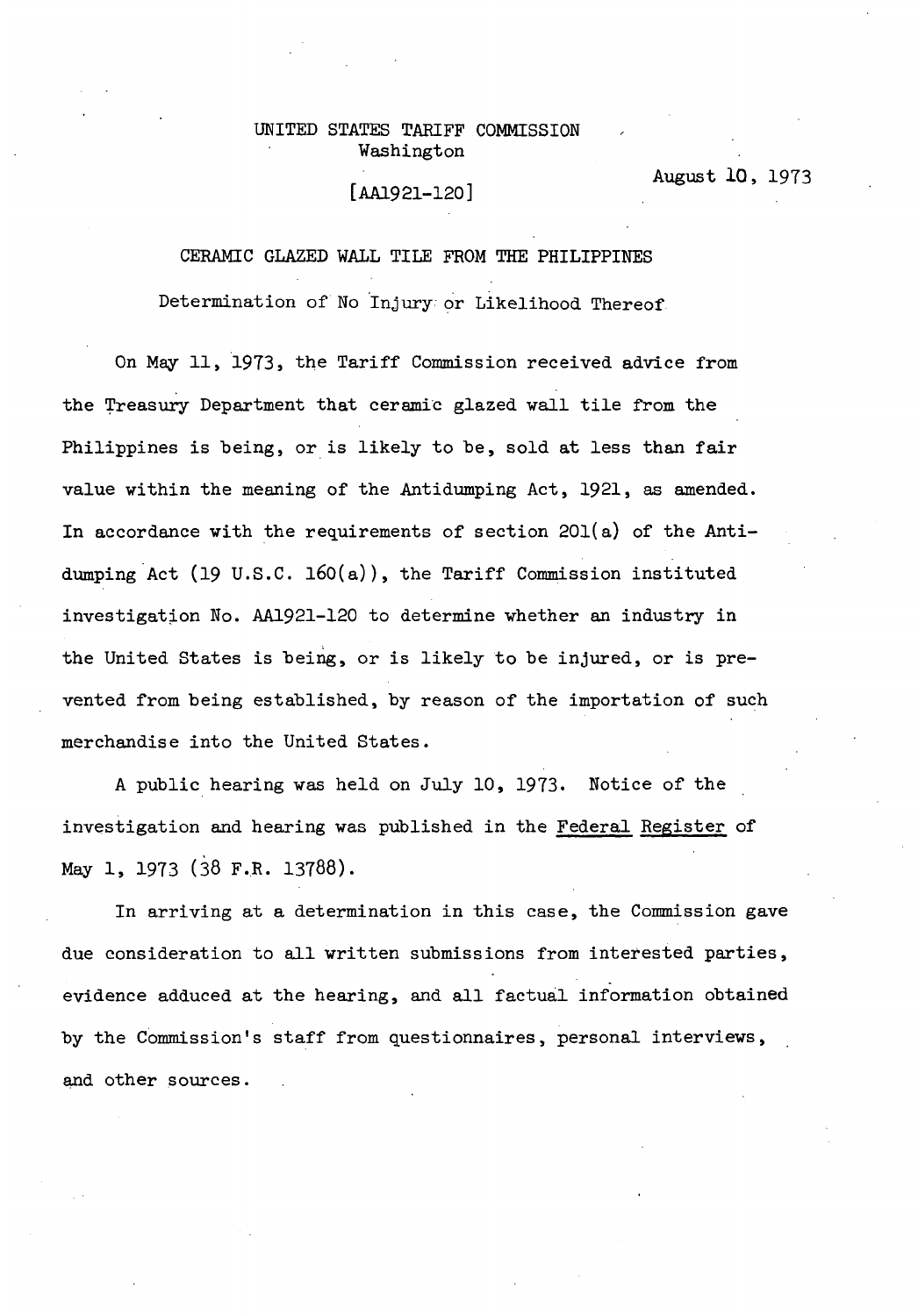UNITED STATES TARIFF COMMISSION
Washington

[AA1921-120]

August 10, 1973

CERAMIC GLAZED WALL TILE FROM THE PHILIPPINES

Determination of No Injury or Likelihood Thereof

On May 11, 1973, the Tariff Commission received advice from the Treasury Department that ceramic glazed wall tile from the Philippines is being, or is likely to be, sold at less than fair value within the meaning of the Antidumping Act, 1921, as amended. In accordance with the requirements of section 201(a) of the Antidumping Act (19 U.S.C. 160(a)), the Tariff Commission instituted investigation No. AA1921-120 to determine whether an industry in the United States is being, or is likely to be injured, or is prevented from being established, by reason of the importation of such merchandise into the United States.

A public hearing was held on July 10, 1973. Notice of the investigation and hearing was published in the Federal Register of May 1, 1973 (38 F.R. 13788).

In arriving at a determination in this case, the Commission gave due consideration to all written submissions from interested parties, evidence adduced at the hearing, and all factual information obtained by the Commission's staff from questionnaires, personal interviews, and other sources.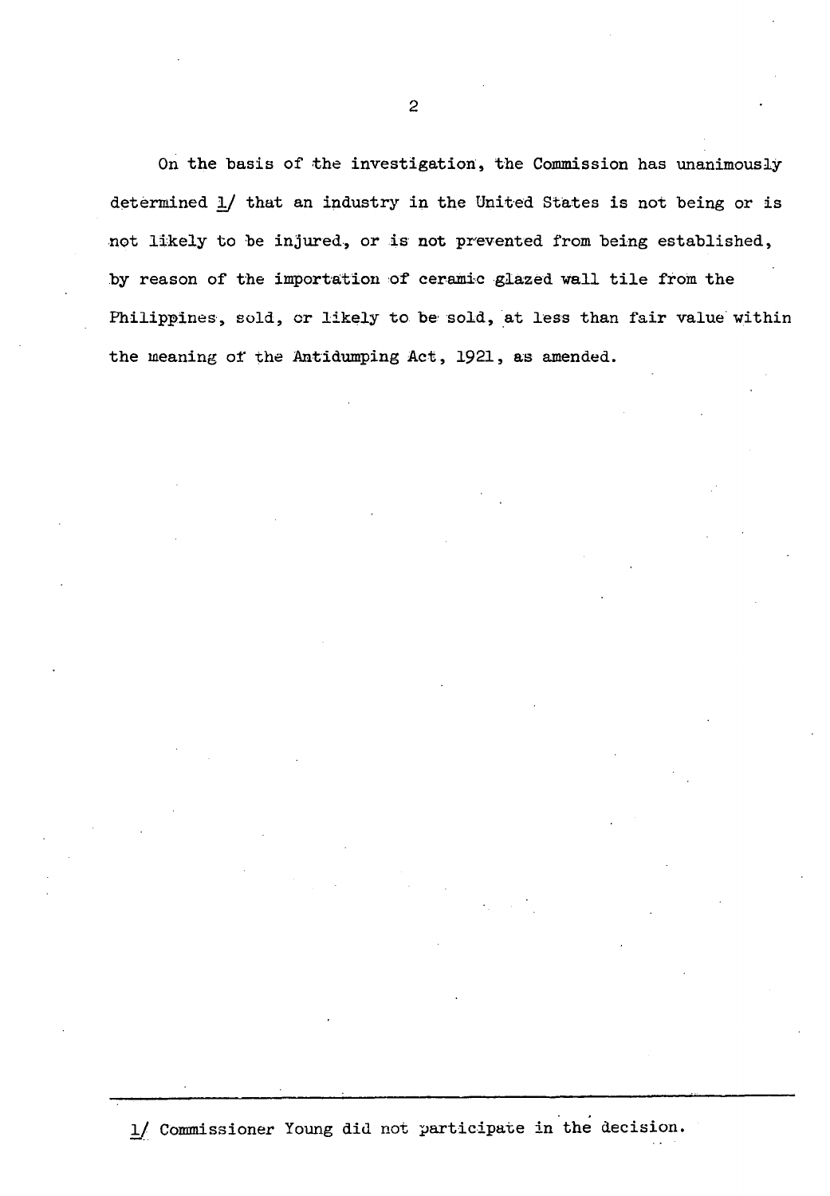On the basis of the investigation, the Commission has unanimously determined 1/ that an industry in the United States is not being or is not likely to be injured, or is not prevented from being established, by reason of the importation of ceramic glazed wall tile from the Philippines, sold, or likely to be sold, at less than fair value within the meaning of the Antidumping Act, 1921, as amended.

---

1/ Commissioner Young did not participate in the decision.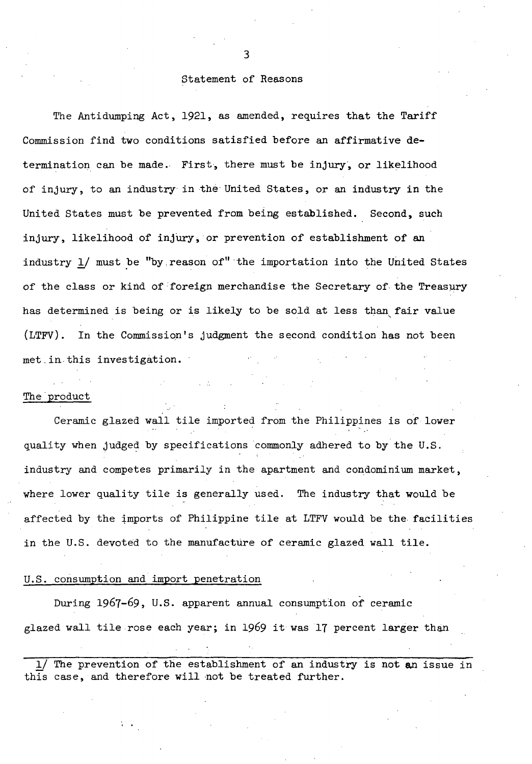## Statement of Reasons

The Antidumping Act, 1921, as amended, requires that the Tariff Commission find two conditions satisfied before an affirmative determination can be made. First, there must be injury, or likelihood of injury, to an industry in the United States, or an industry in the United States must be prevented from being established. Second, such injury, likelihood of injury, or prevention of establishment of an industry [1] must be "by reason of" the importation into the United States of the class or kind of foreign merchandise the Secretary of the Treasury has determined is being or is likely to be sold at less than fair value (LTFV). In the Commission's judgment the second condition has not been met in this investigation.

### The product

Ceramic glazed wall tile imported from the Philippines is of lower quality when judged by specifications commonly adhered to by the U.S. industry and competes primarily in the apartment and condominium market, where lower quality tile is generally used. The industry that would be affected by the imports of Philippine tile at LTFV would be the facilities in the U.S. devoted to the manufacture of ceramic glazed wall tile.

### U.S. consumption and import penetration

During 1967-69, U.S. apparent annual consumption of ceramic glazed wall tile rose each year; in 1969 it was 17 percent larger than

---

[1] The prevention of the establishment of an industry is not an issue in this case, and therefore will not be treated further.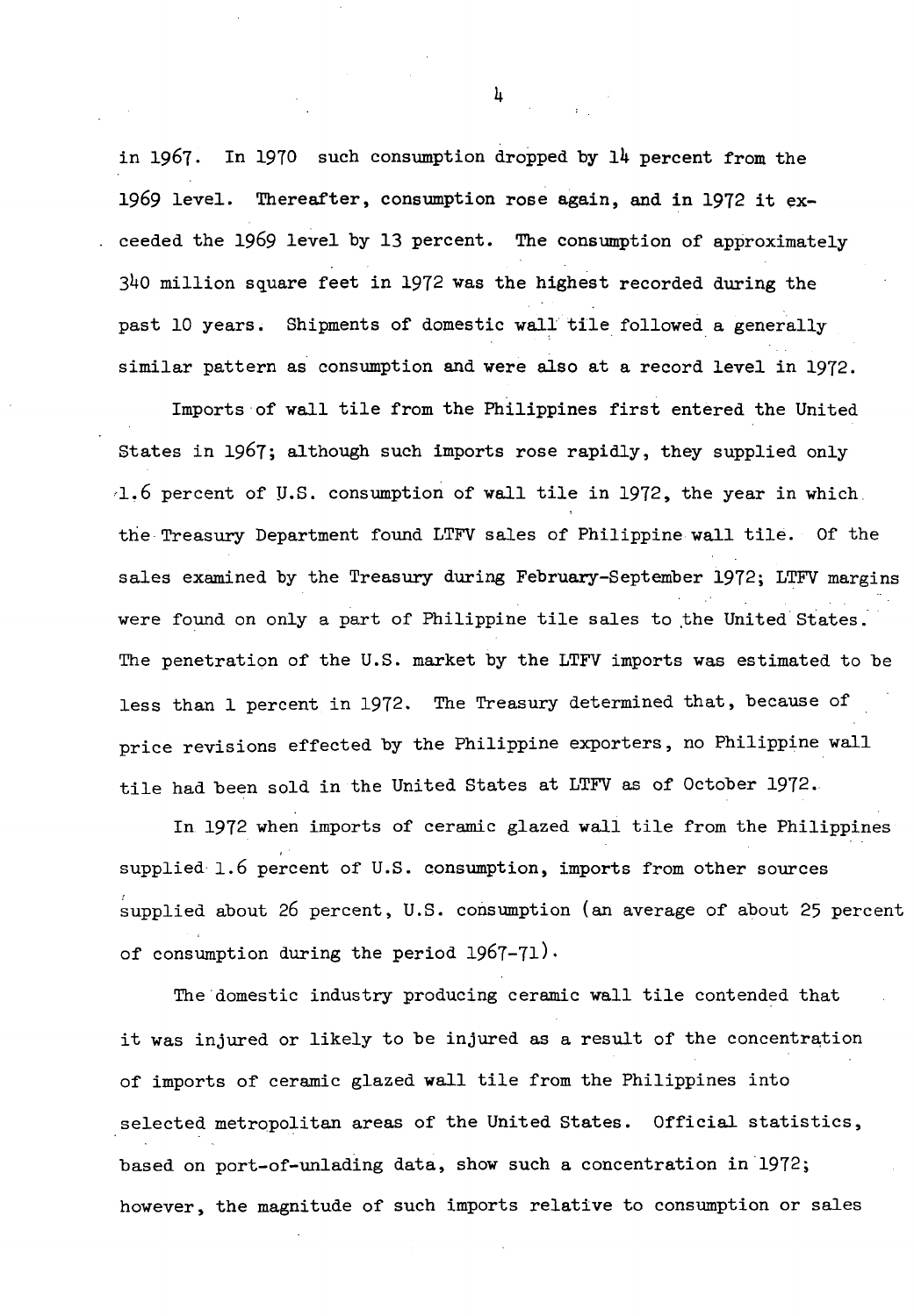in 1967. In 1970 such consumption dropped by 14 percent from the 1969 level. Thereafter, consumption rose again, and in 1972 it exceeded the 1969 level by 13 percent. The consumption of approximately 340 million square feet in 1972 was the highest recorded during the past 10 years. Shipments of domestic wall tile followed a generally similar pattern as consumption and were also at a record level in 1972.

Imports of wall tile from the Philippines first entered the United States in 1967; although such imports rose rapidly, they supplied only 1.6 percent of U.S. consumption of wall tile in 1972, the year in which the Treasury Department found LTFV sales of Philippine wall tile. Of the sales examined by the Treasury during February-September 1972; LTFV margins were found on only a part of Philippine tile sales to the United States. The penetration of the U.S. market by the LTFV imports was estimated to be less than 1 percent in 1972. The Treasury determined that, because of price revisions effected by the Philippine exporters, no Philippine wall tile had been sold in the United States at LTFV as of October 1972.

In 1972 when imports of ceramic glazed wall tile from the Philippines supplied 1.6 percent of U.S. consumption, imports from other sources supplied about 26 percent, U.S. consumption (an average of about 25 percent of consumption during the period 1967-71).

The domestic industry producing ceramic wall tile contended that it was injured or likely to be injured as a result of the concentration of imports of ceramic glazed wall tile from the Philippines into selected metropolitan areas of the United States. Official statistics, based on port-of-unlading data, show such a concentration in 1972; however, the magnitude of such imports relative to consumption or sales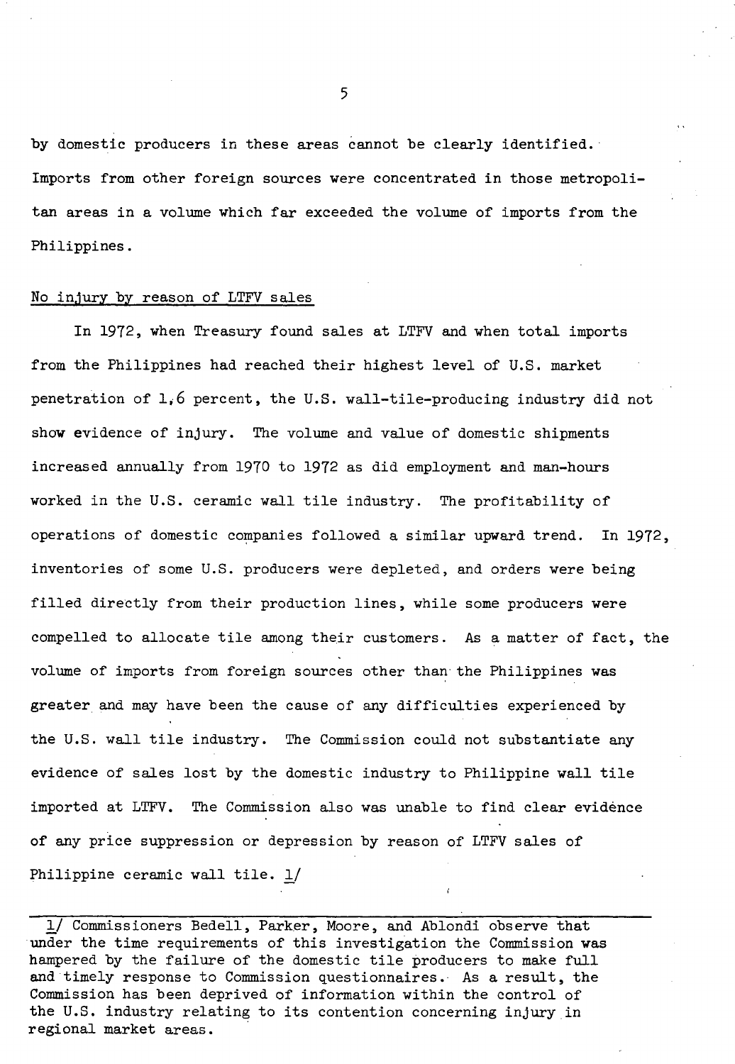by domestic producers in these areas cannot be clearly identified. Imports from other foreign sources were concentrated in those metropolitan areas in a volume which far exceeded the volume of imports from the Philippines.

No injury by reason of LTFV sales

In 1972, when Treasury found sales at LTFV and when total imports from the Philippines had reached their highest level of U.S. market penetration of 1.6 percent, the U.S. wall-tile-producing industry did not show evidence of injury. The volume and value of domestic shipments increased annually from 1970 to 1972 as did employment and man-hours worked in the U.S. ceramic wall tile industry. The profitability of operations of domestic companies followed a similar upward trend. In 1972, inventories of some U.S. producers were depleted, and orders were being filled directly from their production lines, while some producers were compelled to allocate tile among their customers. As a matter of fact, the volume of imports from foreign sources other than the Philippines was greater and may have been the cause of any difficulties experienced by the U.S. wall tile industry. The Commission could not substantiate any evidence of sales lost by the domestic industry to Philippine wall tile imported at LTFV. The Commission also was unable to find clear evidence of any price suppression or depression by reason of LTFV sales of Philippine ceramic wall tile. 1/

---

1/ Commissioners Bedell, Parker, Moore, and Ablondi observe that under the time requirements of this investigation the Commission was hampered by the failure of the domestic tile producers to make full and timely response to Commission questionnaires. As a result, the Commission has been deprived of information within the control of the U.S. industry relating to its contention concerning injury in regional market areas.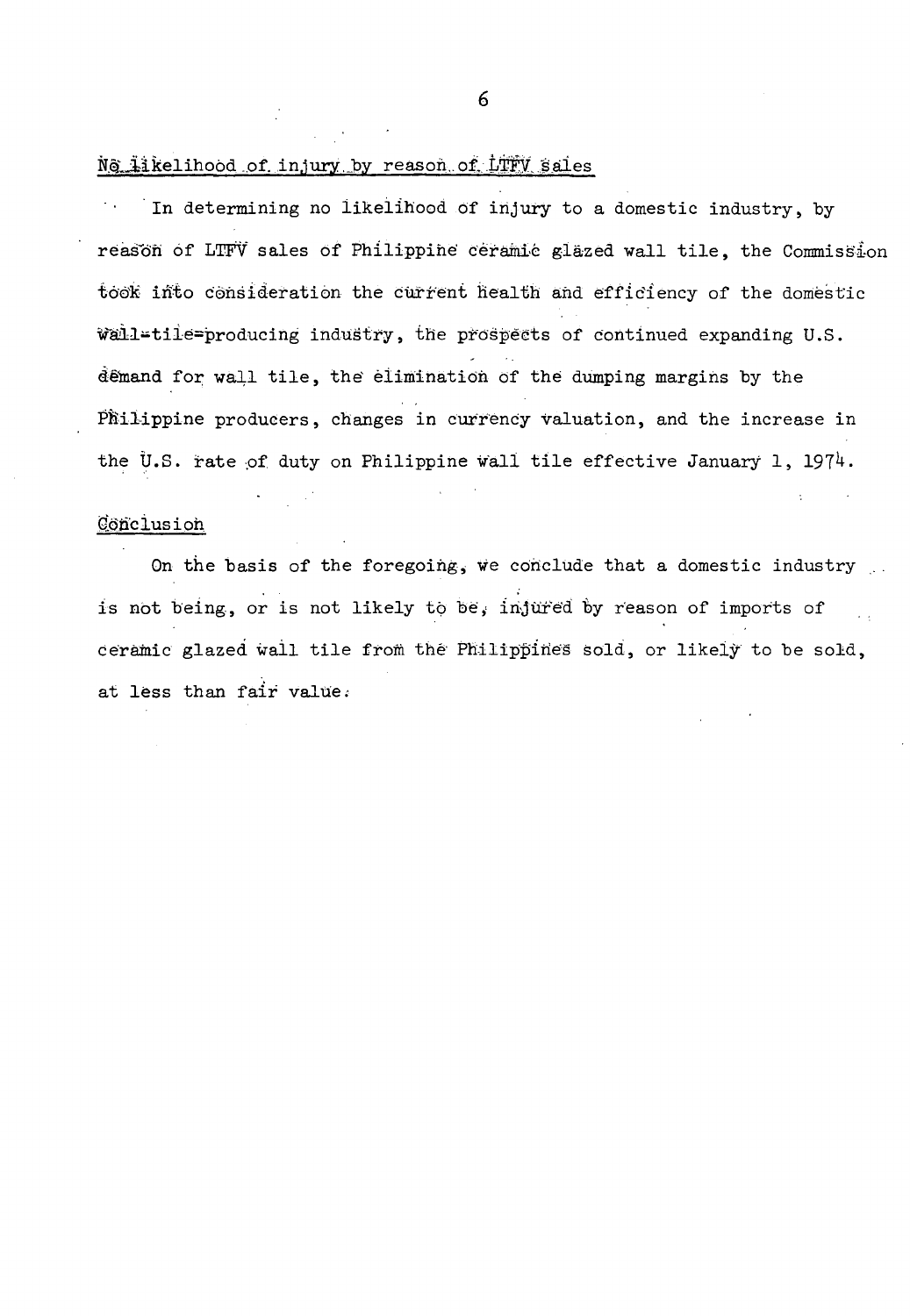### No likelihood of injury by reason of LTFV sales

In determining no likelihood of injury to a domestic industry, by reason of LTFV sales of Philippine ceramic glazed wall tile, the Commission took into consideration the current health and efficiency of the domestic wall-tile-producing industry, the prospects of continued expanding U.S. demand for wall tile, the elimination of the dumping margins by the Philippine producers, changes in currency valuation, and the increase in the U.S. rate of duty on Philippine wall tile effective January 1, 1974.

### Conclusion

On the basis of the foregoing, we conclude that a domestic industry is not being, or is not likely to be, injured by reason of imports of ceramic glazed wall tile from the Philippines sold, or likely to be sold, at less than fair value.